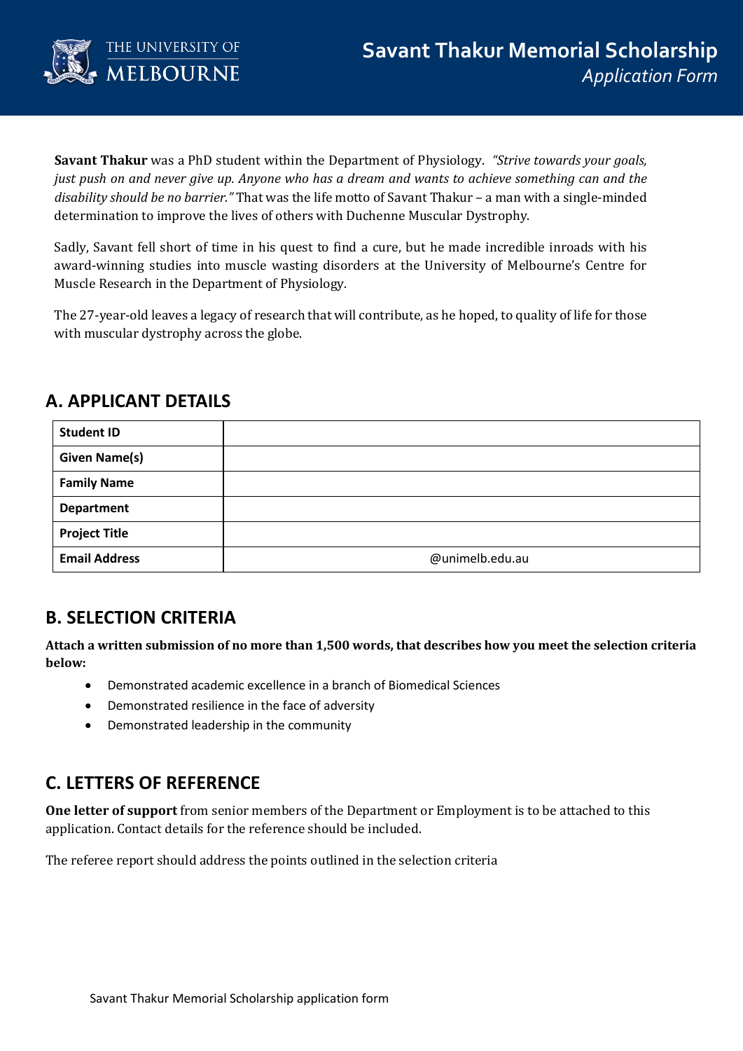# Savant Thakur Memorial Scholarship

*Application Form*

**Savant Thakur** was a PhD student within the Department of Physiology. *"Strive towards your goals, just push on and never give up. Anyone who has a dream and wants to achieve something can and the disability should be no barrier."* That was the life motto of Savant Thakur – a man with a single-minded determination to improve the lives of others with Duchenne Muscular Dystrophy.

Sadly, Savant fell short of time in his quest to find a cure, but he made incredible inroads with his award-winning studies into muscle wasting disorders at the University of Melbourne's Centre for Muscle Research in the Department of Physiology.

The 27-year-old leaves a legacy of research that will contribute, as he hoped, to quality of life for those with muscular dystrophy across the globe.

## A. APPLICANT DETAILS

| | |
|---|---|
| **Student ID** | |
| **Given Name(s)** | |
| **Family Name** | |
| **Department** | |
| **Project Title** | |
| **Email Address** | @unimelb.edu.au |

## B. SELECTION CRITERIA

**Attach a written submission of no more than 1,500 words, that describes how you meet the selection criteria below:**

- Demonstrated academic excellence in a branch of Biomedical Sciences
- Demonstrated resilience in the face of adversity
- Demonstrated leadership in the community

## C. LETTERS OF REFERENCE

**One letter of support** from senior members of the Department or Employment is to be attached to this application. Contact details for the reference should be included.

The referee report should address the points outlined in the selection criteria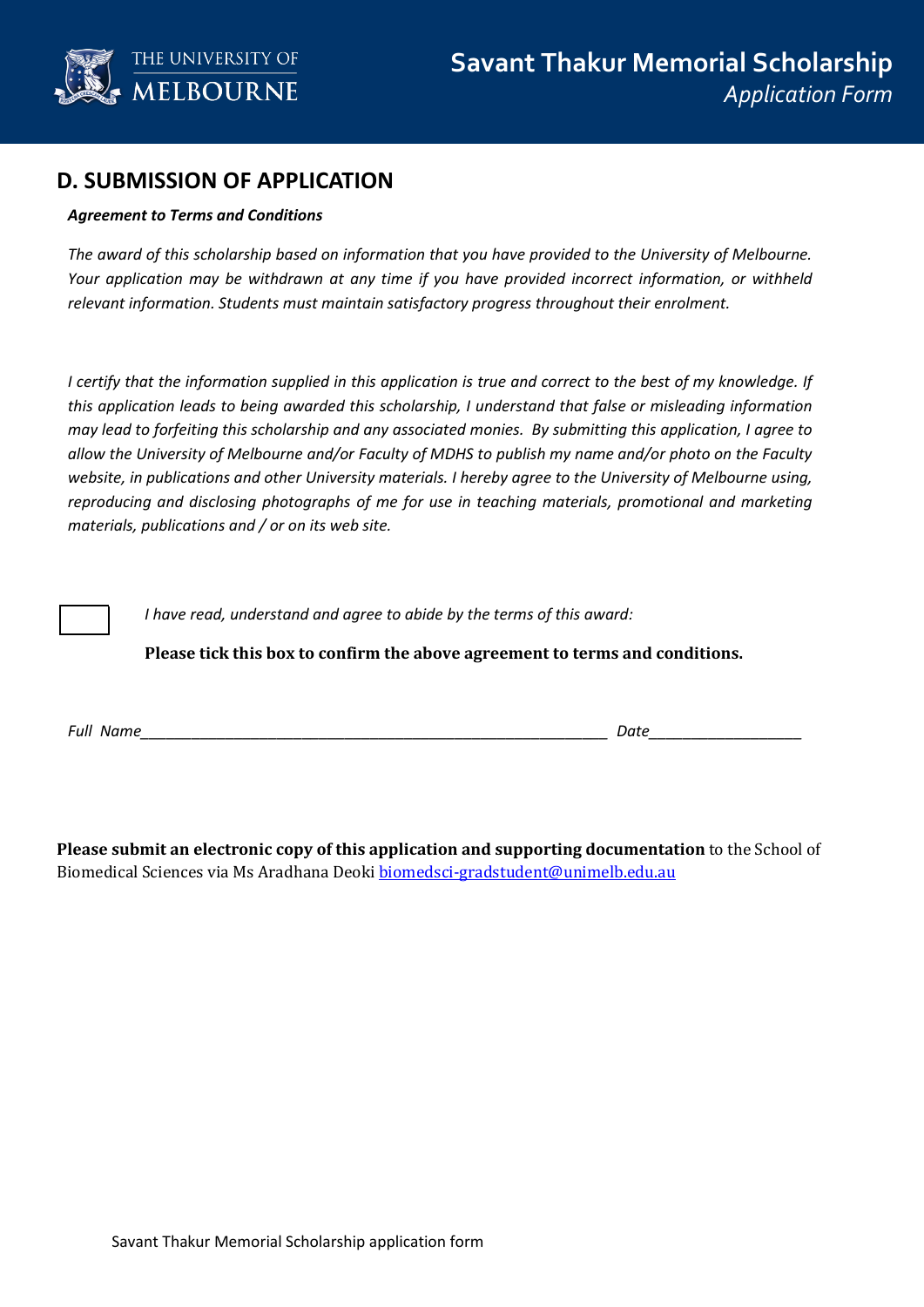## D. SUBMISSION OF APPLICATION

***Agreement to Terms and Conditions***

*The award of this scholarship based on information that you have provided to the University of Melbourne. Your application may be withdrawn at any time if you have provided incorrect information, or withheld relevant information. Students must maintain satisfactory progress throughout their enrolment.*

*I certify that the information supplied in this application is true and correct to the best of my knowledge. If this application leads to being awarded this scholarship, I understand that false or misleading information may lead to forfeiting this scholarship and any associated monies. By submitting this application, I agree to allow the University of Melbourne and/or Faculty of MDHS to publish my name and/or photo on the Faculty website, in publications and other University materials. I hereby agree to the University of Melbourne using, reproducing and disclosing photographs of me for use in teaching materials, promotional and marketing materials, publications and / or on its web site.*

☐ *I have read, understand and agree to abide by the terms of this award:*

**Please tick this box to confirm the above agreement to terms and conditions.**

*Full Name*___________________________________________________________ *Date*___________________

**Please submit an electronic copy of this application and supporting documentation** to the School of Biomedical Sciences via Ms Aradhana Deoki biomedsci-gradstudent@unimelb.edu.au